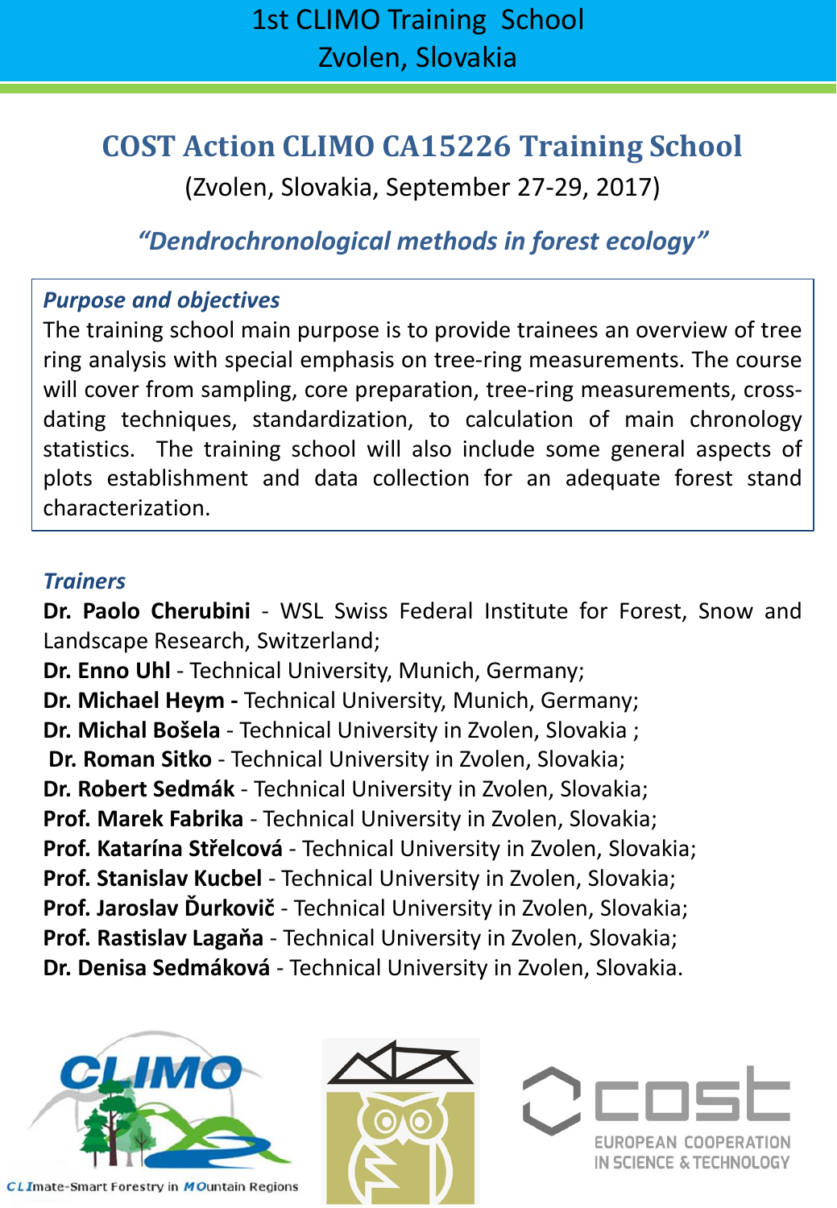# 1st CLIMO Training School
Zvolen, Slovakia

## COST Action CLIMO CA15226 Training School

(Zvolen, Slovakia, September 27-29, 2017)

### *"Dendrochronological methods in forest ecology"*

***Purpose and objectives***

The training school main purpose is to provide trainees an overview of tree ring analysis with special emphasis on tree-ring measurements. The course will cover from sampling, core preparation, tree-ring measurements, cross-dating techniques, standardization, to calculation of main chronology statistics. The training school will also include some general aspects of plots establishment and data collection for an adequate forest stand characterization.

***Trainers***

**Dr. Paolo Cherubini** - WSL Swiss Federal Institute for Forest, Snow and Landscape Research, Switzerland;
**Dr. Enno Uhl** - Technical University, Munich, Germany;
**Dr. Michael Heym -** Technical University, Munich, Germany;
**Dr. Michal Bošela** - Technical University in Zvolen, Slovakia ;
**Dr. Roman Sitko** - Technical University in Zvolen, Slovakia;
**Dr. Robert Sedmák** - Technical University in Zvolen, Slovakia;
**Prof. Marek Fabrika** - Technical University in Zvolen, Slovakia;
**Prof. Katarína Střelcová** - Technical University in Zvolen, Slovakia;
**Prof. Stanislav Kucbel** - Technical University in Zvolen, Slovakia;
**Prof. Jaroslav Ďurkovič** - Technical University in Zvolen, Slovakia;
**Prof. Rastislav Lagaňa** - Technical University in Zvolen, Slovakia;
**Dr. Denisa Sedmáková** - Technical University in Zvolen, Slovakia.

CLIMO — CLImate-Smart Forestry in MOuntain Regions

cost — EUROPEAN COOPERATION IN SCIENCE & TECHNOLOGY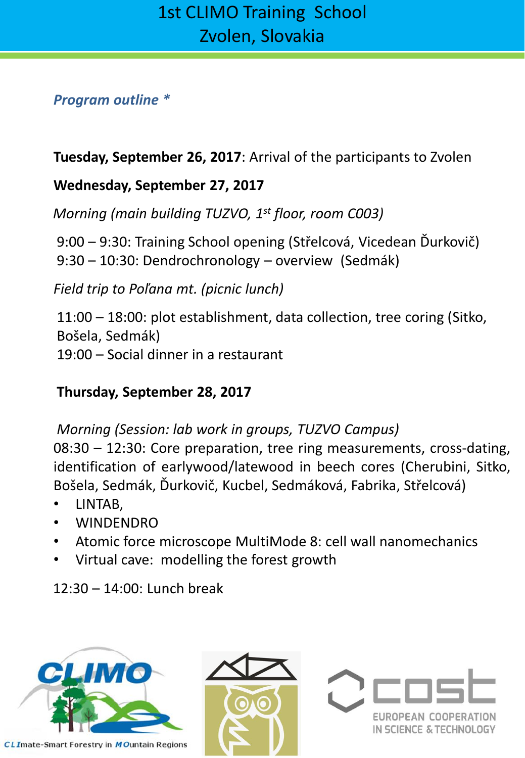# 1st CLIMO Training School
# Zvolen, Slovakia

***Program outline \****

**Tuesday, September 26, 2017**: Arrival of the participants to Zvolen

**Wednesday, September 27, 2017**

*Morning (main building TUZVO, 1st floor, room C003)*

9:00 – 9:30: Training School opening (Střelcová, Vicedean Ďurkovič)
9:30 – 10:30: Dendrochronology – overview (Sedmák)

*Field trip to Poľana mt. (picnic lunch)*

11:00 – 18:00: plot establishment, data collection, tree coring (Sitko, Bošela, Sedmák)
19:00 – Social dinner in a restaurant

**Thursday, September 28, 2017**

*Morning (Session: lab work in groups, TUZVO Campus)*
08:30 – 12:30: Core preparation, tree ring measurements, cross-dating, identification of earlywood/latewood in beech cores (Cherubini, Sitko, Bošela, Sedmák, Ďurkovič, Kucbel, Sedmáková, Fabrika, Střelcová)

- LINTAB,
- WINDENDRO
- Atomic force microscope MultiMode 8: cell wall nanomechanics
- Virtual cave: modelling the forest growth

12:30 – 14:00: Lunch break

CLImate-Smart Forestry in MOuntain Regions

EUROPEAN COOPERATION IN SCIENCE & TECHNOLOGY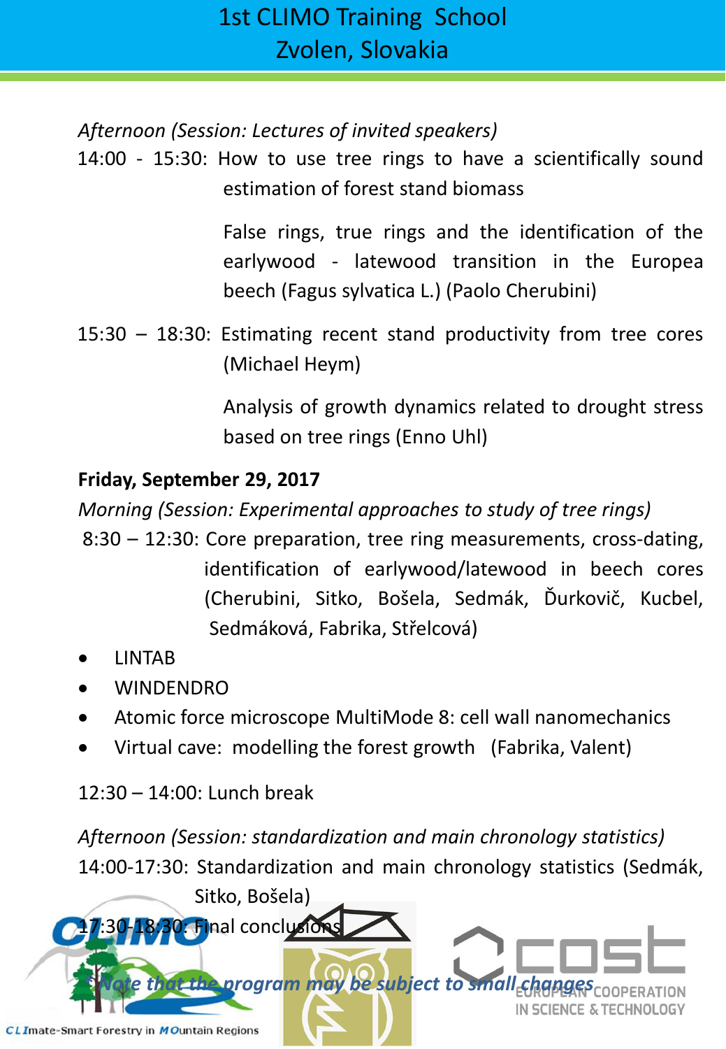*Afternoon (Session: Lectures of invited speakers)*

14:00 - 15:30: How to use tree rings to have a scientifically sound estimation of forest stand biomass

False rings, true rings and the identification of the earlywood - latewood transition in the Europea beech (Fagus sylvatica L.) (Paolo Cherubini)

15:30 – 18:30: Estimating recent stand productivity from tree cores (Michael Heym)

Analysis of growth dynamics related to drought stress based on tree rings (Enno Uhl)

**Friday, September 29, 2017**

*Morning (Session: Experimental approaches to study of tree rings)*

8:30 – 12:30: Core preparation, tree ring measurements, cross-dating, identification of earlywood/latewood in beech cores (Cherubini, Sitko, Bošela, Sedmák, Ďurkovič, Kucbel, Sedmáková, Fabrika, Střelcová)

- LINTAB
- WINDENDRO
- Atomic force microscope MultiMode 8: cell wall nanomechanics
- Virtual cave: modelling the forest growth (Fabrika, Valent)

12:30 – 14:00: Lunch break

*Afternoon (Session: standardization and main chronology statistics)*

14:00-17:30: Standardization and main chronology statistics (Sedmák, Sitko, Bošela)

17:30-18:30: Final conclusions

*Note that the program may be subject to small changes*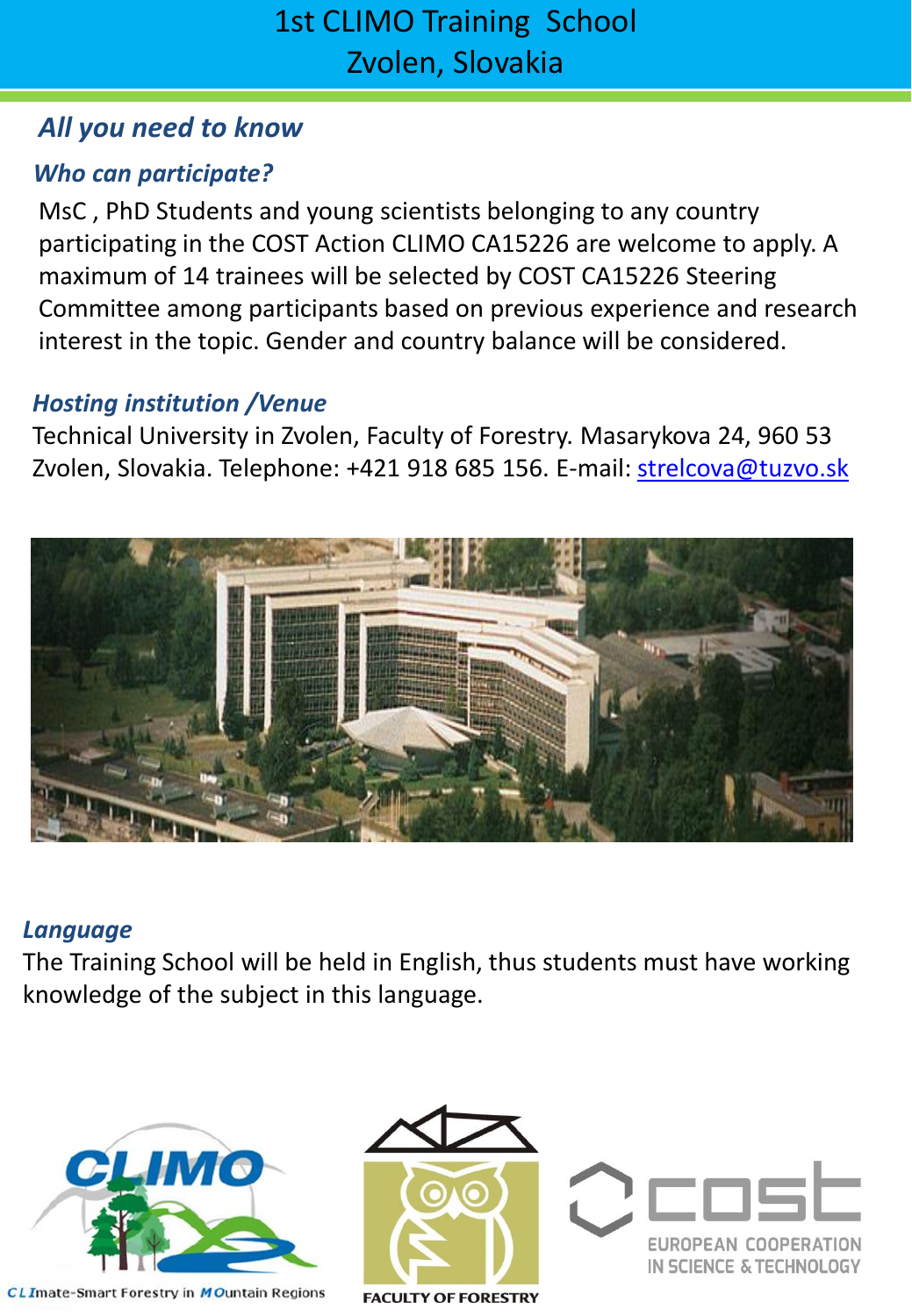# 1st CLIMO Training School
# Zvolen, Slovakia

## *All you need to know*

### *Who can participate?*

MsC , PhD Students and young scientists belonging to any country participating in the COST Action CLIMO CA15226 are welcome to apply. A maximum of 14 trainees will be selected by COST CA15226 Steering Committee among participants based on previous experience and research interest in the topic. Gender and country balance will be considered.

### *Hosting institution /Venue*

Technical University in Zvolen, Faculty of Forestry. Masarykova 24, 960 53 Zvolen, Slovakia. Telephone: +421 918 685 156. E-mail: strelcova@tuzvo.sk

### *Language*

The Training School will be held in English, thus students must have working knowledge of the subject in this language.

CLIMO – CLImate-Smart Forestry in MOuntain Regions

FACULTY OF FORESTRY

cost – EUROPEAN COOPERATION IN SCIENCE & TECHNOLOGY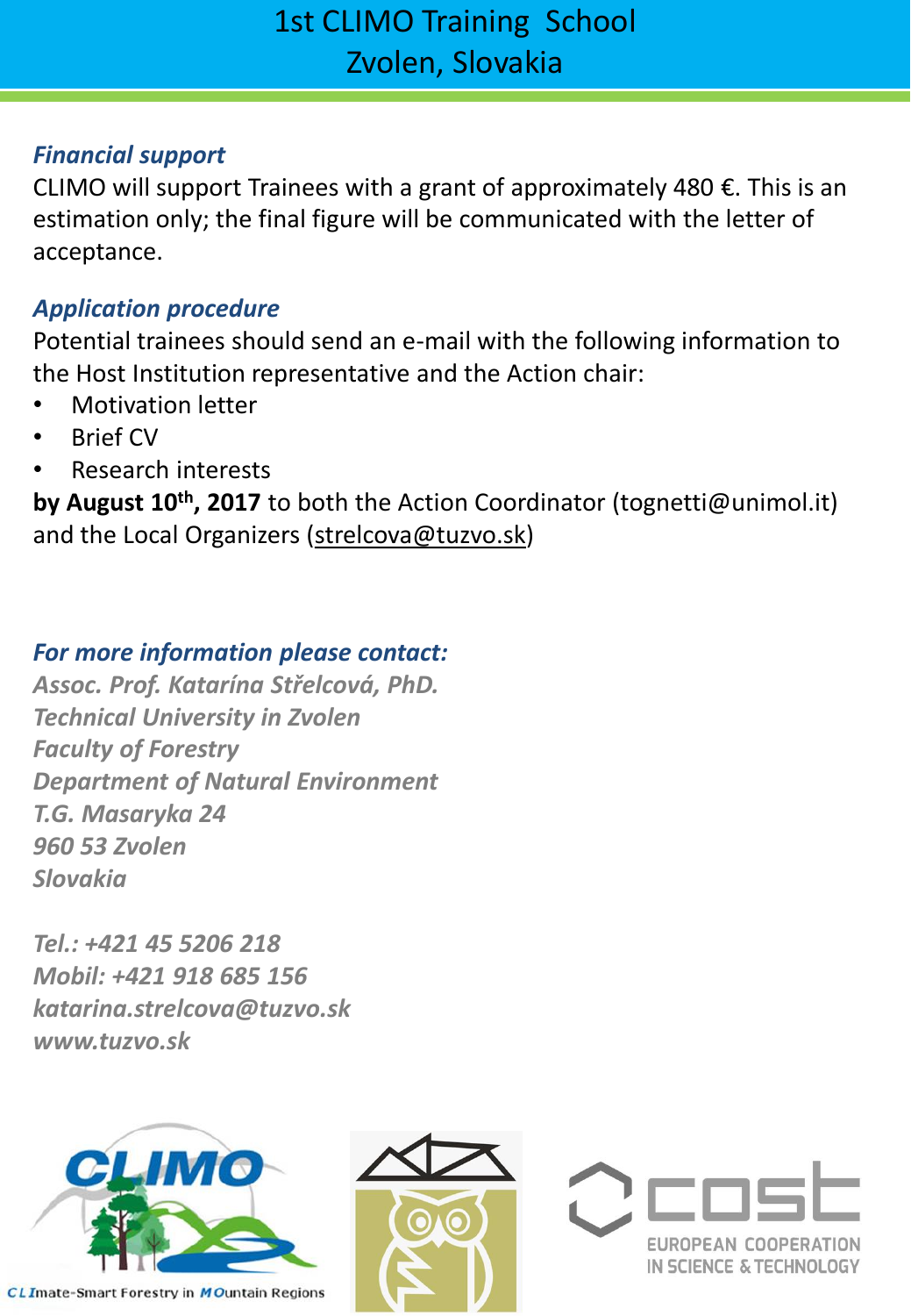# 1st CLIMO Training School
# Zvolen, Slovakia

### *Financial support*

CLIMO will support Trainees with a grant of approximately 480 €. This is an estimation only; the final figure will be communicated with the letter of acceptance.

### *Application procedure*

Potential trainees should send an e-mail with the following information to the Host Institution representative and the Action chair:

- Motivation letter
- Brief CV
- Research interests

**by August 10th, 2017** to both the Action Coordinator (tognetti@unimol.it) and the Local Organizers (strelcova@tuzvo.sk)

### *For more information please contact:*

*Assoc. Prof. Katarína Střelcová, PhD.*
*Technical University in Zvolen*
*Faculty of Forestry*
*Department of Natural Environment*
*T.G. Masaryka 24*
*960 53 Zvolen*
*Slovakia*

*Tel.: +421 45 5206 218*
*Mobil: +421 918 685 156*
*katarina.strelcova@tuzvo.sk*
*www.tuzvo.sk*

CLImate-Smart Forestry in MOuntain Regions

cost
EUROPEAN COOPERATION IN SCIENCE & TECHNOLOGY